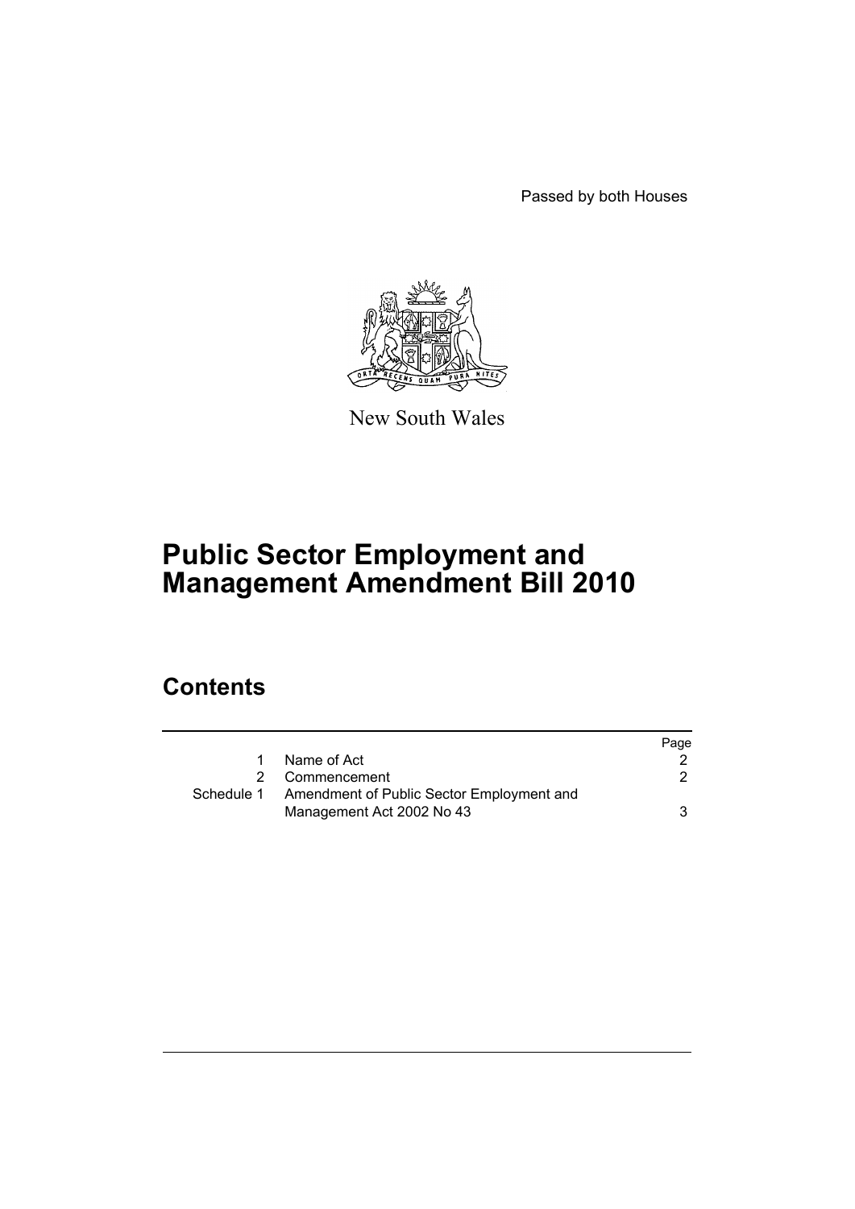Passed by both Houses

New South Wales

# Public Sector Employment and Management Amendment Bill 2010

## Contents

| | | Page |
|---|---|---|
| 1 | Name of Act | 2 |
| 2 | Commencement | 2 |
| Schedule 1 | Amendment of Public Sector Employment and Management Act 2002 No 43 | 3 |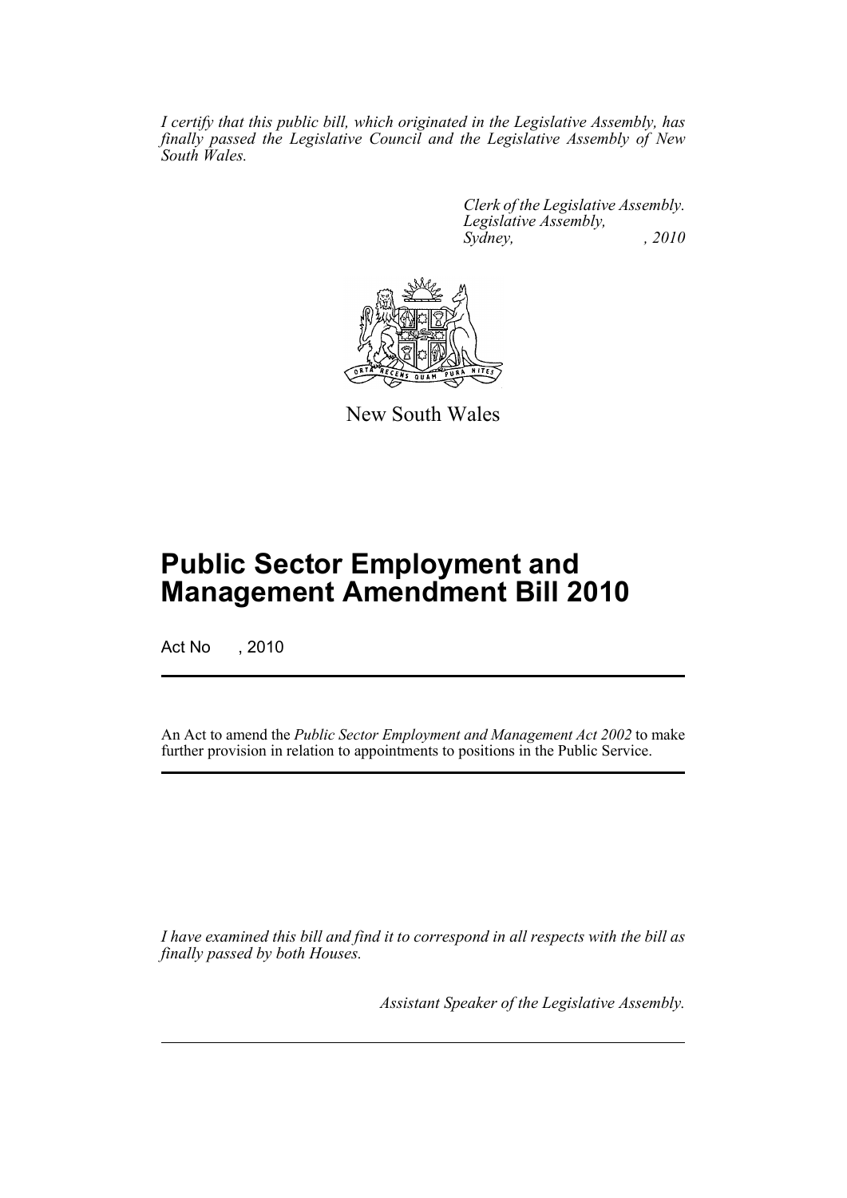*I certify that this public bill, which originated in the Legislative Assembly, has finally passed the Legislative Council and the Legislative Assembly of New South Wales.*

*Clerk of the Legislative Assembly.*
*Legislative Assembly,*
*Sydney, , 2010*

New South Wales

# Public Sector Employment and Management Amendment Bill 2010

Act No , 2010

An Act to amend the *Public Sector Employment and Management Act 2002* to make further provision in relation to appointments to positions in the Public Service.

*I have examined this bill and find it to correspond in all respects with the bill as finally passed by both Houses.*

*Assistant Speaker of the Legislative Assembly.*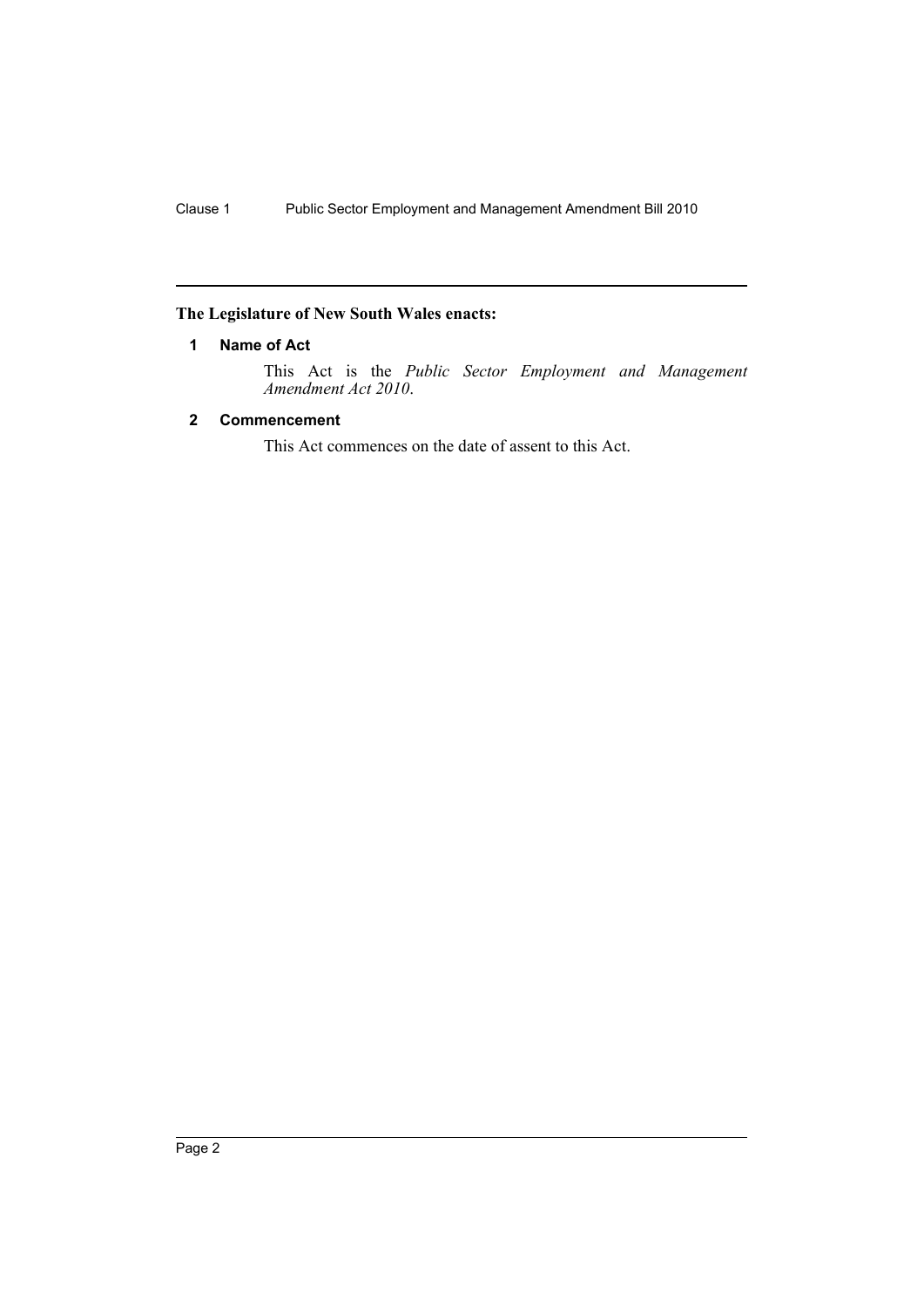**The Legislature of New South Wales enacts:**

### 1 Name of Act

This Act is the *Public Sector Employment and Management Amendment Act 2010*.

### 2 Commencement

This Act commences on the date of assent to this Act.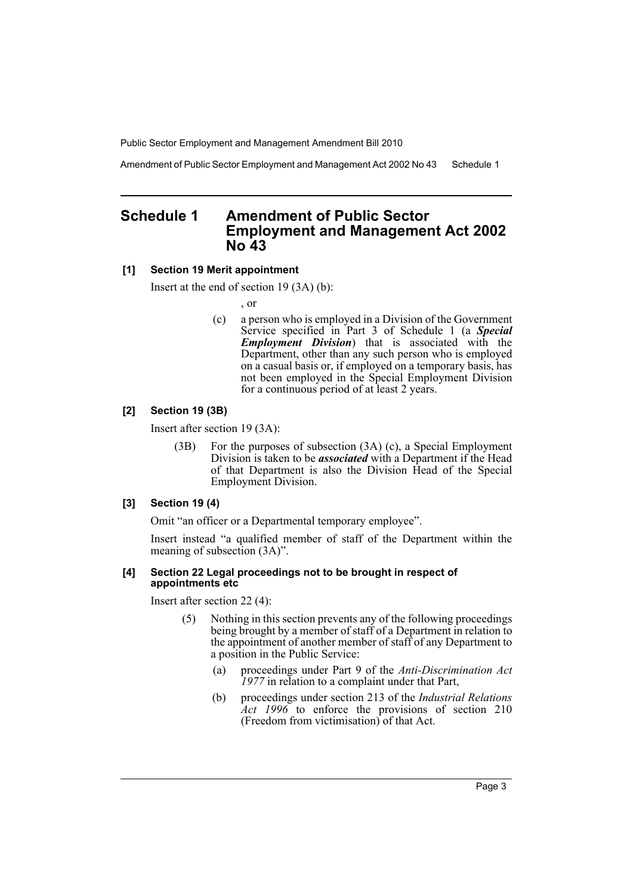# Schedule 1 Amendment of Public Sector Employment and Management Act 2002 No 43

**[1] Section 19 Merit appointment**

Insert at the end of section 19 (3A) (b):

, or

(c) a person who is employed in a Division of the Government Service specified in Part 3 of Schedule 1 (a ***Special Employment Division***) that is associated with the Department, other than any such person who is employed on a casual basis or, if employed on a temporary basis, has not been employed in the Special Employment Division for a continuous period of at least 2 years.

**[2] Section 19 (3B)**

Insert after section 19 (3A):

(3B) For the purposes of subsection (3A) (c), a Special Employment Division is taken to be ***associated*** with a Department if the Head of that Department is also the Division Head of the Special Employment Division.

**[3] Section 19 (4)**

Omit "an officer or a Departmental temporary employee".

Insert instead "a qualified member of staff of the Department within the meaning of subsection (3A)".

**[4] Section 22 Legal proceedings not to be brought in respect of appointments etc**

Insert after section 22 (4):

(5) Nothing in this section prevents any of the following proceedings being brought by a member of staff of a Department in relation to the appointment of another member of staff of any Department to a position in the Public Service:

(a) proceedings under Part 9 of the *Anti-Discrimination Act 1977* in relation to a complaint under that Part,

(b) proceedings under section 213 of the *Industrial Relations Act 1996* to enforce the provisions of section 210 (Freedom from victimisation) of that Act.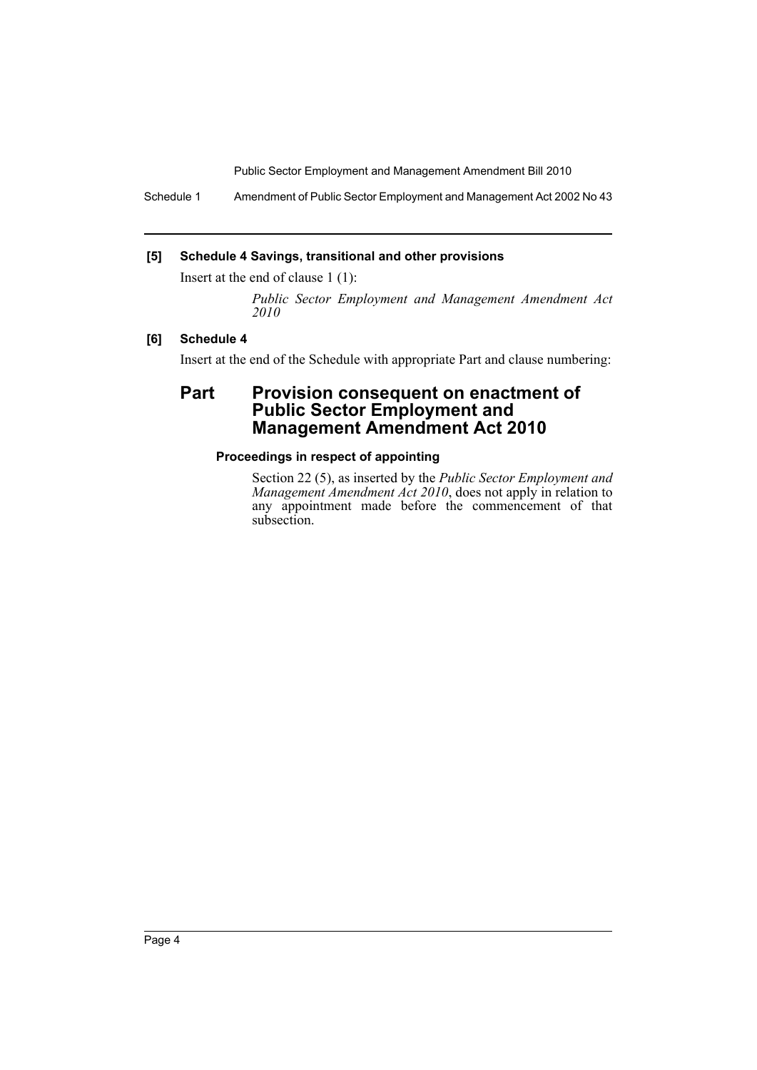**[5] Schedule 4 Savings, transitional and other provisions**

Insert at the end of clause 1 (1):

*Public Sector Employment and Management Amendment Act 2010*

**[6] Schedule 4**

Insert at the end of the Schedule with appropriate Part and clause numbering:

## Part Provision consequent on enactment of Public Sector Employment and Management Amendment Act 2010

#### Proceedings in respect of appointing

Section 22 (5), as inserted by the *Public Sector Employment and Management Amendment Act 2010*, does not apply in relation to any appointment made before the commencement of that subsection.